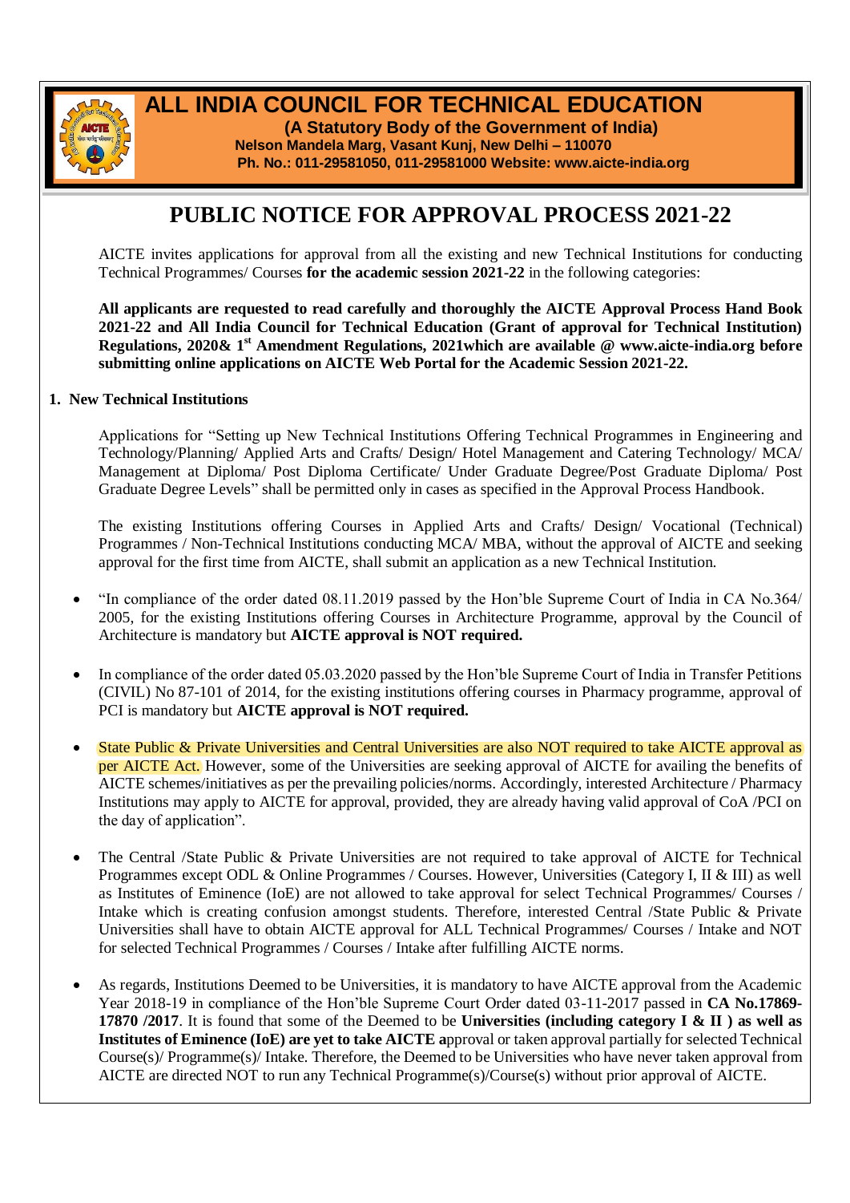# ALL INDIA COUNCIL FOR TECHNICAL EDUCATION

**(A Statutory Body of the Government of India)**

**Nelson Mandela Marg, Vasant Kunj, New Delhi – 110070**

**Ph. No.: 011-29581050, 011-29581000 Website: www.aicte-india.org**

# PUBLIC NOTICE FOR APPROVAL PROCESS 2021-22

AICTE invites applications for approval from all the existing and new Technical Institutions for conducting Technical Programmes/ Courses **for the academic session 2021-22** in the following categories:

**All applicants are requested to read carefully and thoroughly the AICTE Approval Process Hand Book 2021-22 and All India Council for Technical Education (Grant of approval for Technical Institution) Regulations, 2020& 1st Amendment Regulations, 2021which are available @ www.aicte-india.org before submitting online applications on AICTE Web Portal for the Academic Session 2021-22.**

## 1. New Technical Institutions

Applications for "Setting up New Technical Institutions Offering Technical Programmes in Engineering and Technology/Planning/ Applied Arts and Crafts/ Design/ Hotel Management and Catering Technology/ MCA/ Management at Diploma/ Post Diploma Certificate/ Under Graduate Degree/Post Graduate Diploma/ Post Graduate Degree Levels" shall be permitted only in cases as specified in the Approval Process Handbook.

The existing Institutions offering Courses in Applied Arts and Crafts/ Design/ Vocational (Technical) Programmes / Non-Technical Institutions conducting MCA/ MBA, without the approval of AICTE and seeking approval for the first time from AICTE, shall submit an application as a new Technical Institution.

- "In compliance of the order dated 08.11.2019 passed by the Hon'ble Supreme Court of India in CA No.364/ 2005, for the existing Institutions offering Courses in Architecture Programme, approval by the Council of Architecture is mandatory but **AICTE approval is NOT required.**

- In compliance of the order dated 05.03.2020 passed by the Hon'ble Supreme Court of India in Transfer Petitions (CIVIL) No 87-101 of 2014, for the existing institutions offering courses in Pharmacy programme, approval of PCI is mandatory but **AICTE approval is NOT required.**

- State Public & Private Universities and Central Universities are also NOT required to take AICTE approval as per AICTE Act. However, some of the Universities are seeking approval of AICTE for availing the benefits of AICTE schemes/initiatives as per the prevailing policies/norms. Accordingly, interested Architecture / Pharmacy Institutions may apply to AICTE for approval, provided, they are already having valid approval of CoA /PCI on the day of application".

- The Central /State Public & Private Universities are not required to take approval of AICTE for Technical Programmes except ODL & Online Programmes / Courses. However, Universities (Category I, II & III) as well as Institutes of Eminence (IoE) are not allowed to take approval for select Technical Programmes/ Courses / Intake which is creating confusion amongst students. Therefore, interested Central /State Public & Private Universities shall have to obtain AICTE approval for ALL Technical Programmes/ Courses / Intake and NOT for selected Technical Programmes / Courses / Intake after fulfilling AICTE norms.

- As regards, Institutions Deemed to be Universities, it is mandatory to have AICTE approval from the Academic Year 2018-19 in compliance of the Hon'ble Supreme Court Order dated 03-11-2017 passed in **CA No.17869-17870 /2017**. It is found that some of the Deemed to be **Universities (including category I & II ) as well as Institutes of Eminence (IoE) are yet to take AICTE a**pproval or taken approval partially for selected Technical Course(s)/ Programme(s)/ Intake. Therefore, the Deemed to be Universities who have never taken approval from AICTE are directed NOT to run any Technical Programme(s)/Course(s) without prior approval of AICTE.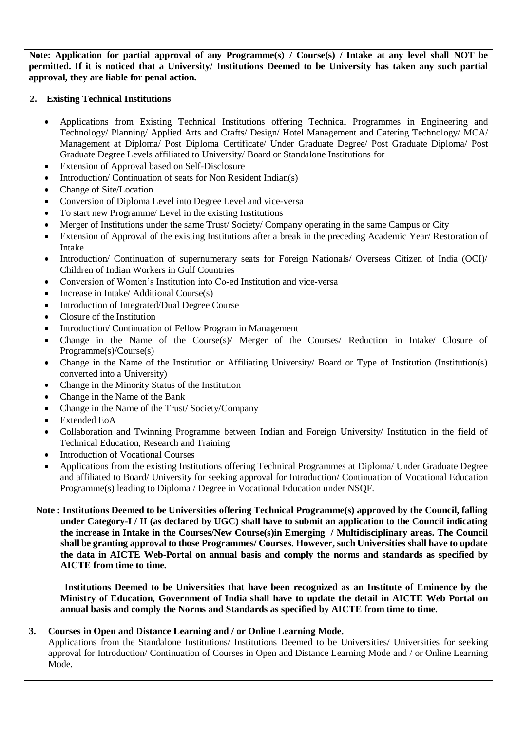**Note: Application for partial approval of any Programme(s) / Course(s) / Intake at any level shall NOT be permitted. If it is noticed that a University/ Institutions Deemed to be University has taken any such partial approval, they are liable for penal action.**

**2. Existing Technical Institutions**

- Applications from Existing Technical Institutions offering Technical Programmes in Engineering and Technology/ Planning/ Applied Arts and Crafts/ Design/ Hotel Management and Catering Technology/ MCA/ Management at Diploma/ Post Diploma Certificate/ Under Graduate Degree/ Post Graduate Diploma/ Post Graduate Degree Levels affiliated to University/ Board or Standalone Institutions for
- Extension of Approval based on Self-Disclosure
- Introduction/ Continuation of seats for Non Resident Indian(s)
- Change of Site/Location
- Conversion of Diploma Level into Degree Level and vice-versa
- To start new Programme/ Level in the existing Institutions
- Merger of Institutions under the same Trust/ Society/ Company operating in the same Campus or City
- Extension of Approval of the existing Institutions after a break in the preceding Academic Year/ Restoration of Intake
- Introduction/ Continuation of supernumerary seats for Foreign Nationals/ Overseas Citizen of India (OCI)/ Children of Indian Workers in Gulf Countries
- Conversion of Women's Institution into Co-ed Institution and vice-versa
- Increase in Intake/ Additional Course(s)
- Introduction of Integrated/Dual Degree Course
- Closure of the Institution
- Introduction/ Continuation of Fellow Program in Management
- Change in the Name of the Course(s)/ Merger of the Courses/ Reduction in Intake/ Closure of Programme(s)/Course(s)
- Change in the Name of the Institution or Affiliating University/ Board or Type of Institution (Institution(s) converted into a University)
- Change in the Minority Status of the Institution
- Change in the Name of the Bank
- Change in the Name of the Trust/ Society/Company
- Extended EoA
- Collaboration and Twinning Programme between Indian and Foreign University/ Institution in the field of Technical Education, Research and Training
- Introduction of Vocational Courses
- Applications from the existing Institutions offering Technical Programmes at Diploma/ Under Graduate Degree and affiliated to Board/ University for seeking approval for Introduction/ Continuation of Vocational Education Programme(s) leading to Diploma / Degree in Vocational Education under NSQF.

**Note : Institutions Deemed to be Universities offering Technical Programme(s) approved by the Council, falling under Category-I / II (as declared by UGC) shall have to submit an application to the Council indicating the increase in Intake in the Courses/New Course(s)in Emerging / Multidisciplinary areas. The Council shall be granting approval to those Programmes/ Courses. However, such Universities shall have to update the data in AICTE Web-Portal on annual basis and comply the norms and standards as specified by AICTE from time to time.**

**Institutions Deemed to be Universities that have been recognized as an Institute of Eminence by the Ministry of Education, Government of India shall have to update the detail in AICTE Web Portal on annual basis and comply the Norms and Standards as specified by AICTE from time to time.**

**3. Courses in Open and Distance Learning and / or Online Learning Mode.**

Applications from the Standalone Institutions/ Institutions Deemed to be Universities/ Universities for seeking approval for Introduction/ Continuation of Courses in Open and Distance Learning Mode and / or Online Learning Mode.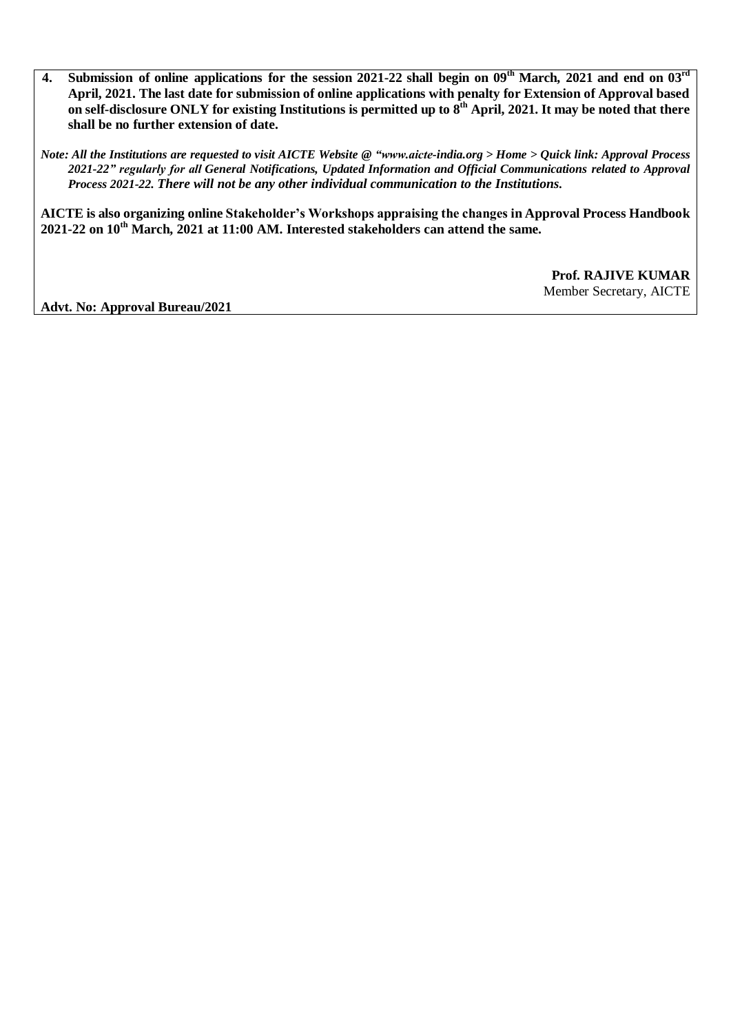**4. Submission of online applications for the session 2021-22 shall begin on 09th March, 2021 and end on 03rd April, 2021. The last date for submission of online applications with penalty for Extension of Approval based on self-disclosure ONLY for existing Institutions is permitted up to 8th April, 2021. It may be noted that there shall be no further extension of date.**

***Note: All the Institutions are requested to visit AICTE Website @ "www.aicte-india.org > Home > Quick link: Approval Process 2021-22" regularly for all General Notifications, Updated Information and Official Communications related to Approval Process 2021-22. There will not be any other individual communication to the Institutions.***

**AICTE is also organizing online Stakeholder's Workshops appraising the changes in Approval Process Handbook 2021-22 on 10th March, 2021 at 11:00 AM. Interested stakeholders can attend the same.**

**Prof. RAJIVE KUMAR**
Member Secretary, AICTE

**Advt. No: Approval Bureau/2021**